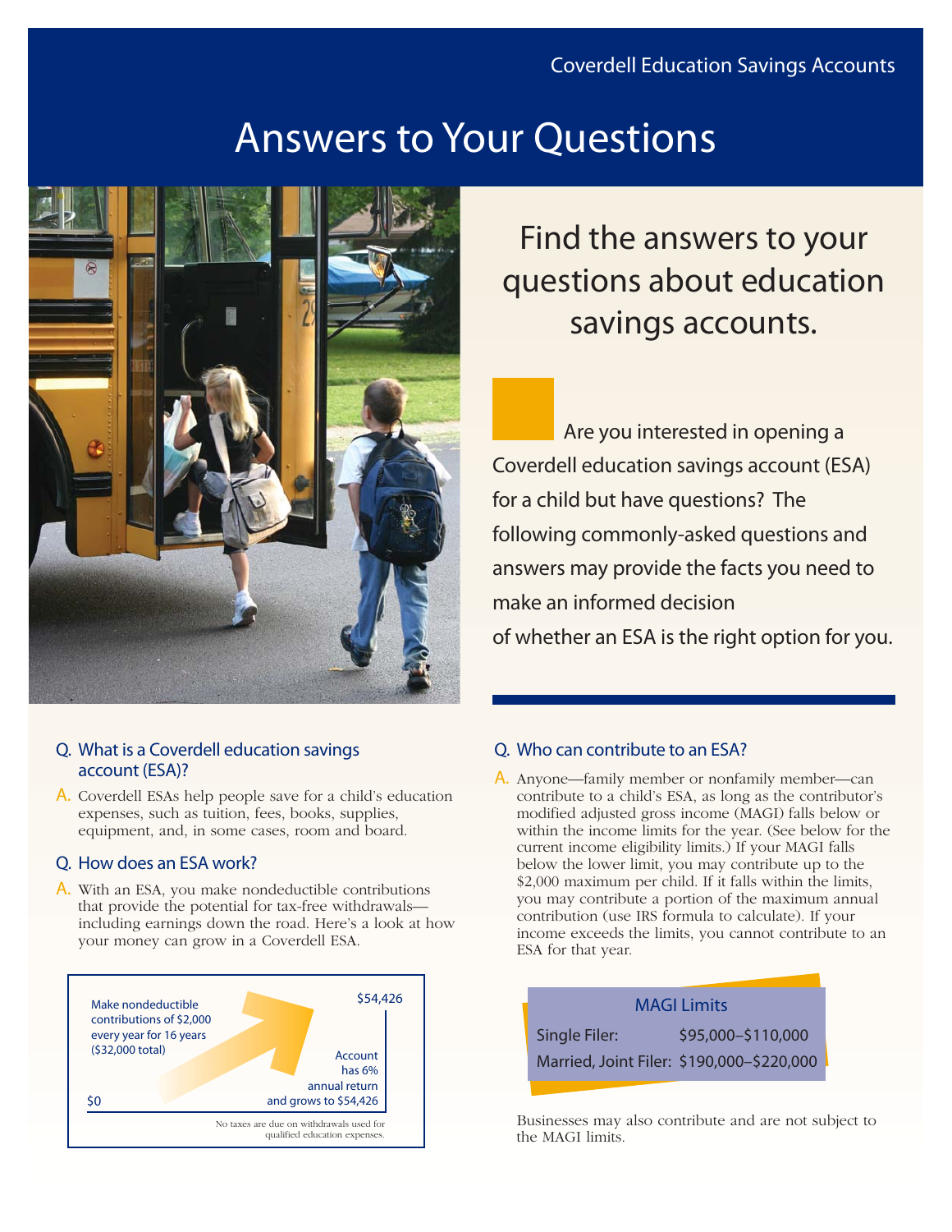Coverdell Education Savings Accounts

# Answers to Your Questions

## Find the answers to your questions about education savings accounts.

Are you interested in opening a Coverdell education savings account (ESA) for a child but have questions? The following commonly-asked questions and answers may provide the facts you need to make an informed decision of whether an ESA is the right option for you.

### Q. What is a Coverdell education savings account (ESA)?

A. Coverdell ESAs help people save for a child's education expenses, such as tuition, fees, books, supplies, equipment, and, in some cases, room and board.

### Q. How does an ESA work?

A. With an ESA, you make nondeductible contributions that provide the potential for tax-free withdrawals—including earnings down the road. Here's a look at how your money can grow in a Coverdell ESA.

Make nondeductible contributions of $2,000 every year for 16 years ($32,000 total)

$0

$54,426

Account has 6% annual return and grows to $54,426

No taxes are due on withdrawals used for qualified education expenses.

### Q. Who can contribute to an ESA?

A. Anyone—family member or nonfamily member—can contribute to a child's ESA, as long as the contributor's modified adjusted gross income (MAGI) falls below or within the income limits for the year. (See below for the current income eligibility limits.) If your MAGI falls below the lower limit, you may contribute up to the $2,000 maximum per child. If it falls within the limits, you may contribute a portion of the maximum annual contribution (use IRS formula to calculate). If your income exceeds the limits, you cannot contribute to an ESA for that year.

| MAGI Limits | |
|---|---|
| Single Filer: | $95,000–$110,000 |
| Married, Joint Filer: | $190,000–$220,000 |

Businesses may also contribute and are not subject to the MAGI limits.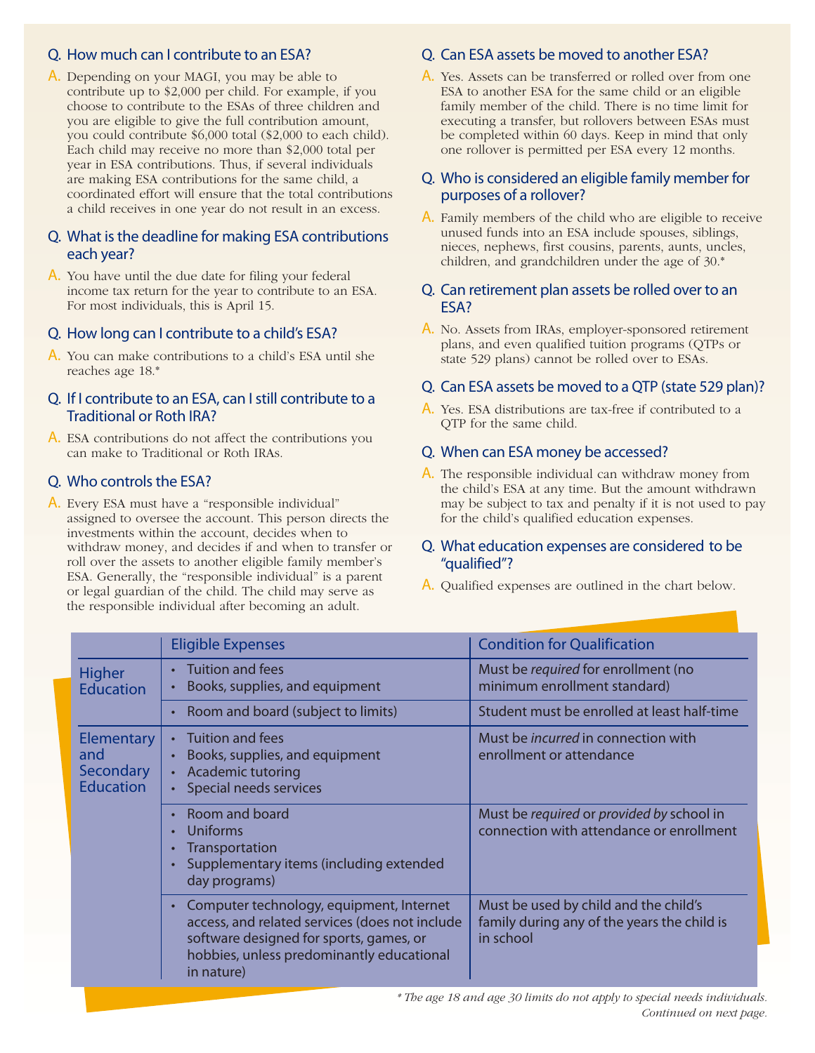### Q. How much can I contribute to an ESA?

A. Depending on your MAGI, you may be able to contribute up to $2,000 per child. For example, if you choose to contribute to the ESAs of three children and you are eligible to give the full contribution amount, you could contribute $6,000 total ($2,000 to each child). Each child may receive no more than $2,000 total per year in ESA contributions. Thus, if several individuals are making ESA contributions for the same child, a coordinated effort will ensure that the total contributions a child receives in one year do not result in an excess.

### Q. What is the deadline for making ESA contributions each year?

A. You have until the due date for filing your federal income tax return for the year to contribute to an ESA. For most individuals, this is April 15.

### Q. How long can I contribute to a child's ESA?

A. You can make contributions to a child's ESA until she reaches age 18.*

### Q. If I contribute to an ESA, can I still contribute to a Traditional or Roth IRA?

A. ESA contributions do not affect the contributions you can make to Traditional or Roth IRAs.

### Q. Who controls the ESA?

A. Every ESA must have a "responsible individual" assigned to oversee the account. This person directs the investments within the account, decides when to withdraw money, and decides if and when to transfer or roll over the assets to another eligible family member's ESA. Generally, the "responsible individual" is a parent or legal guardian of the child. The child may serve as the responsible individual after becoming an adult.

### Q. Can ESA assets be moved to another ESA?

A. Yes. Assets can be transferred or rolled over from one ESA to another ESA for the same child or an eligible family member of the child. There is no time limit for executing a transfer, but rollovers between ESAs must be completed within 60 days. Keep in mind that only one rollover is permitted per ESA every 12 months.

### Q. Who is considered an eligible family member for purposes of a rollover?

A. Family members of the child who are eligible to receive unused funds into an ESA include spouses, siblings, nieces, nephews, first cousins, parents, aunts, uncles, children, and grandchildren under the age of 30.*

### Q. Can retirement plan assets be rolled over to an ESA?

A. No. Assets from IRAs, employer-sponsored retirement plans, and even qualified tuition programs (QTPs or state 529 plans) cannot be rolled over to ESAs.

### Q. Can ESA assets be moved to a QTP (state 529 plan)?

A. Yes. ESA distributions are tax-free if contributed to a QTP for the same child.

### Q. When can ESA money be accessed?

A. The responsible individual can withdraw money from the child's ESA at any time. But the amount withdrawn may be subject to tax and penalty if it is not used to pay for the child's qualified education expenses.

### Q. What education expenses are considered to be "qualified"?

A. Qualified expenses are outlined in the chart below.

| | Eligible Expenses | Condition for Qualification |
|---|---|---|
| Higher Education | • Tuition and fees<br>• Books, supplies, and equipment | Must be *required* for enrollment (no minimum enrollment standard) |
| | • Room and board (subject to limits) | Student must be enrolled at least half-time |
| Elementary and Secondary Education | • Tuition and fees<br>• Books, supplies, and equipment<br>• Academic tutoring<br>• Special needs services | Must be *incurred* in connection with enrollment or attendance |
| | • Room and board<br>• Uniforms<br>• Transportation<br>• Supplementary items (including extended day programs) | Must be *required* or *provided by* school in connection with attendance or enrollment |
| | • Computer technology, equipment, Internet access, and related services (does not include software designed for sports, games, or hobbies, unless predominantly educational in nature) | Must be used by child and the child's family during any of the years the child is in school |

*\* The age 18 and age 30 limits do not apply to special needs individuals.*

*Continued on next page.*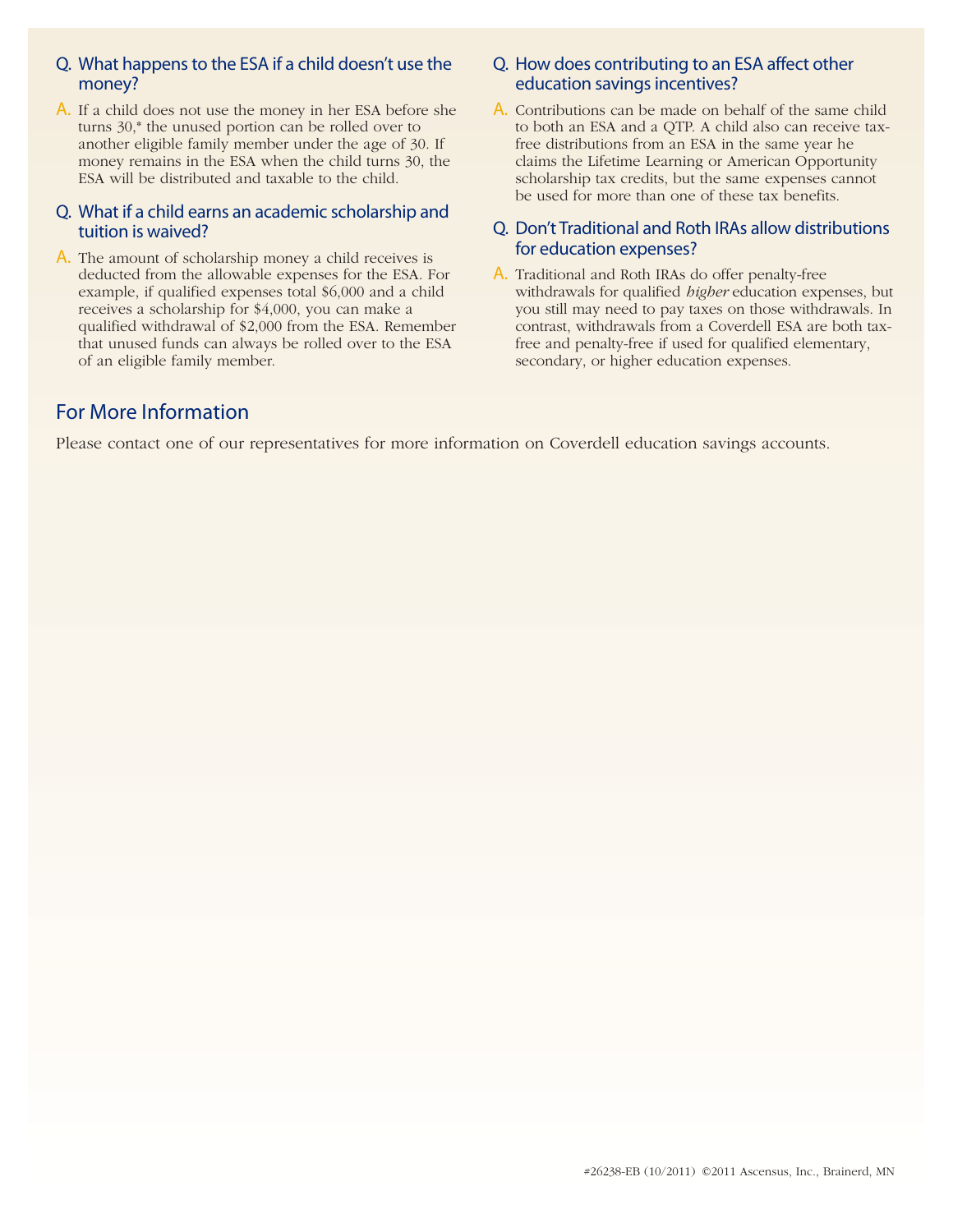**Q. What happens to the ESA if a child doesn't use the money?**

A. If a child does not use the money in her ESA before she turns 30,* the unused portion can be rolled over to another eligible family member under the age of 30. If money remains in the ESA when the child turns 30, the ESA will be distributed and taxable to the child.

**Q. What if a child earns an academic scholarship and tuition is waived?**

A. The amount of scholarship money a child receives is deducted from the allowable expenses for the ESA. For example, if qualified expenses total $6,000 and a child receives a scholarship for $4,000, you can make a qualified withdrawal of $2,000 from the ESA. Remember that unused funds can always be rolled over to the ESA of an eligible family member.

**Q. How does contributing to an ESA affect other education savings incentives?**

A. Contributions can be made on behalf of the same child to both an ESA and a QTP. A child also can receive tax-free distributions from an ESA in the same year he claims the Lifetime Learning or American Opportunity scholarship tax credits, but the same expenses cannot be used for more than one of these tax benefits.

**Q. Don't Traditional and Roth IRAs allow distributions for education expenses?**

A. Traditional and Roth IRAs do offer penalty-free withdrawals for qualified *higher* education expenses, but you still may need to pay taxes on those withdrawals. In contrast, withdrawals from a Coverdell ESA are both tax-free and penalty-free if used for qualified elementary, secondary, or higher education expenses.

## For More Information

Please contact one of our representatives for more information on Coverdell education savings accounts.

#26238-EB (10/2011) ©2011 Ascensus, Inc., Brainerd, MN